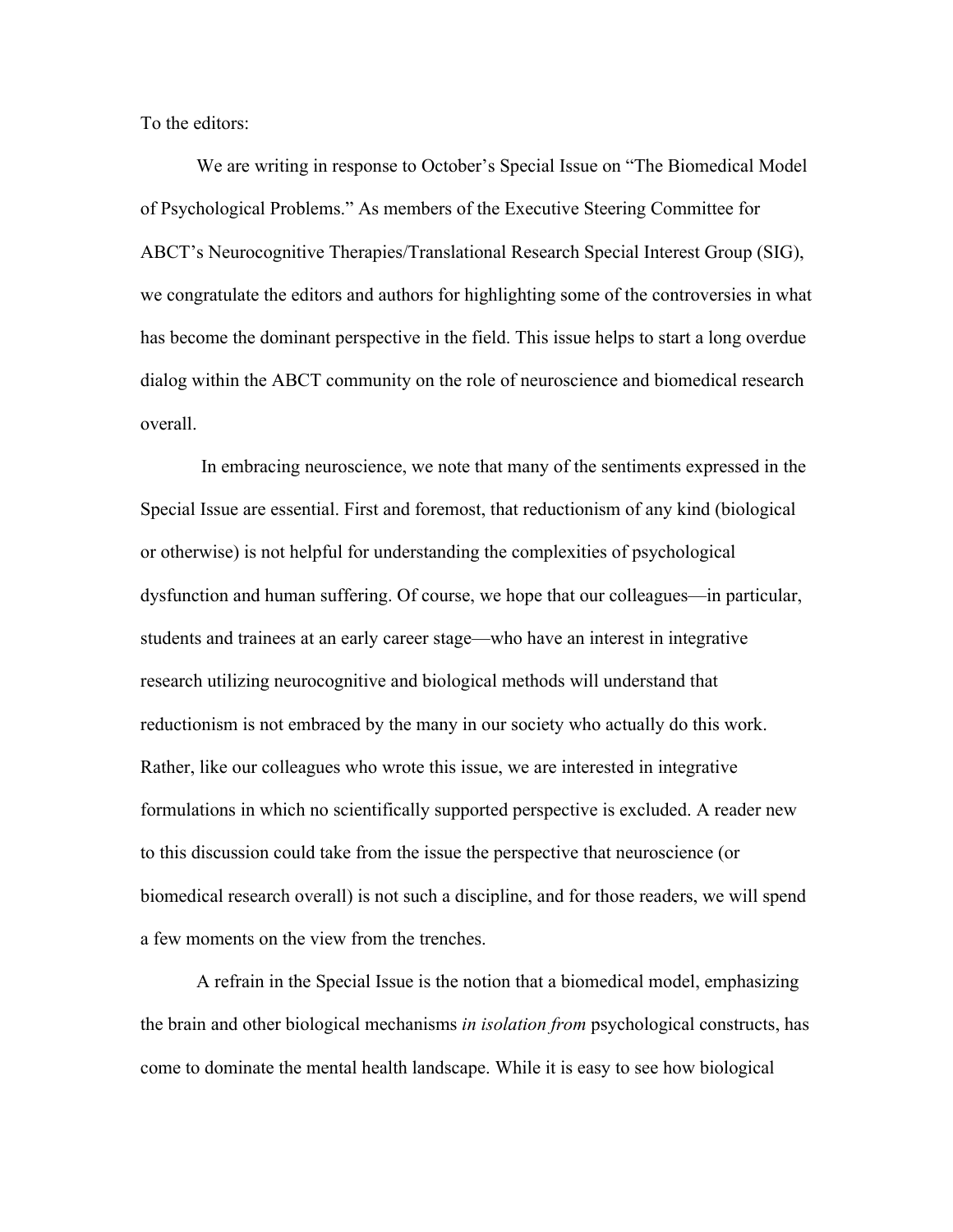To the editors:

We are writing in response to October's Special Issue on "The Biomedical Model of Psychological Problems." As members of the Executive Steering Committee for ABCT's Neurocognitive Therapies/Translational Research Special Interest Group (SIG), we congratulate the editors and authors for highlighting some of the controversies in what has become the dominant perspective in the field. This issue helps to start a long overdue dialog within the ABCT community on the role of neuroscience and biomedical research overall.

In embracing neuroscience, we note that many of the sentiments expressed in the Special Issue are essential. First and foremost, that reductionism of any kind (biological or otherwise) is not helpful for understanding the complexities of psychological dysfunction and human suffering. Of course, we hope that our colleagues—in particular, students and trainees at an early career stage—who have an interest in integrative research utilizing neurocognitive and biological methods will understand that reductionism is not embraced by the many in our society who actually do this work. Rather, like our colleagues who wrote this issue, we are interested in integrative formulations in which no scientifically supported perspective is excluded. A reader new to this discussion could take from the issue the perspective that neuroscience (or biomedical research overall) is not such a discipline, and for those readers, we will spend a few moments on the view from the trenches.

A refrain in the Special Issue is the notion that a biomedical model, emphasizing the brain and other biological mechanisms *in isolation from* psychological constructs, has come to dominate the mental health landscape. While it is easy to see how biological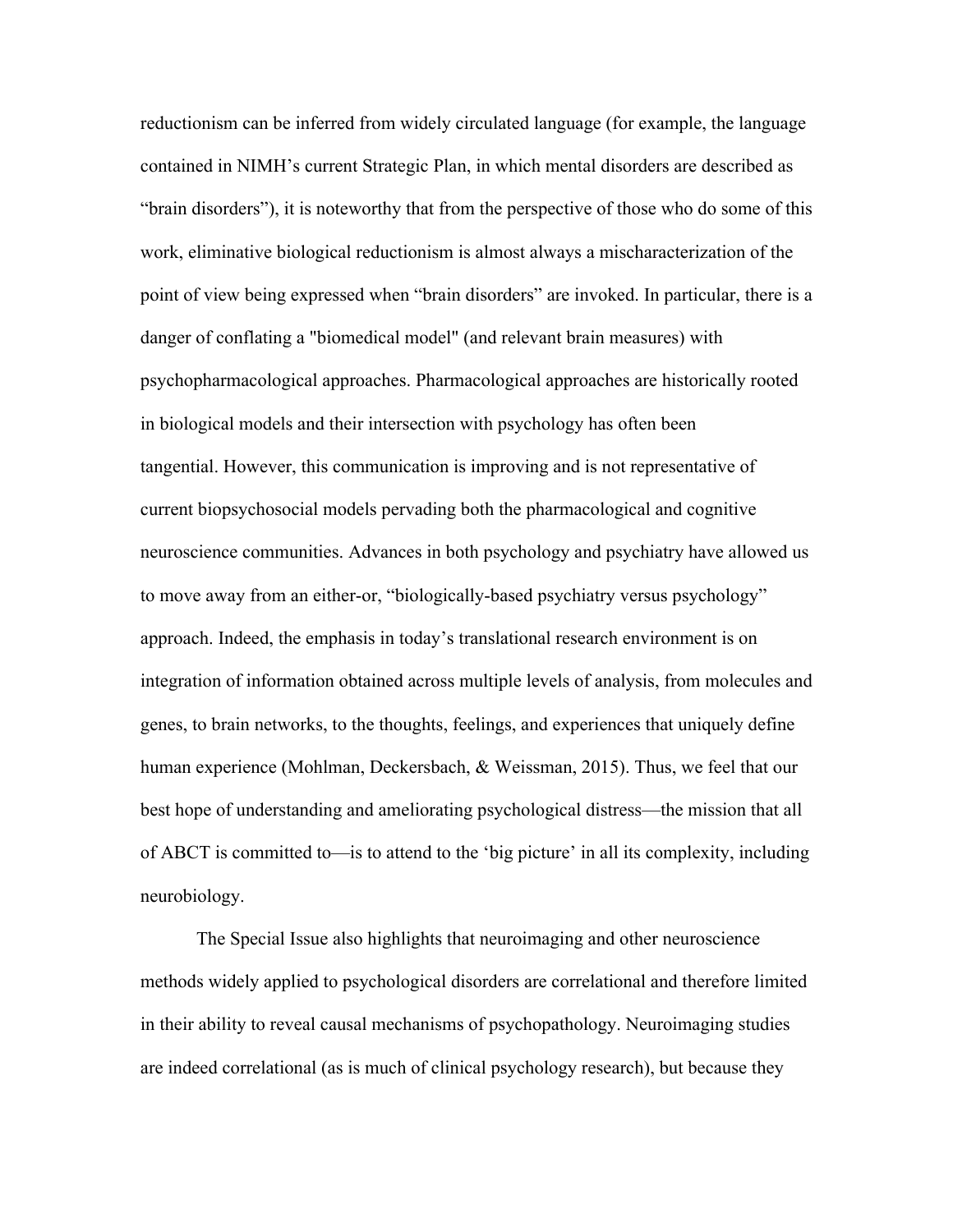reductionism can be inferred from widely circulated language (for example, the language contained in NIMH's current Strategic Plan, in which mental disorders are described as "brain disorders"), it is noteworthy that from the perspective of those who do some of this work, eliminative biological reductionism is almost always a mischaracterization of the point of view being expressed when "brain disorders" are invoked. In particular, there is a danger of conflating a "biomedical model" (and relevant brain measures) with psychopharmacological approaches. Pharmacological approaches are historically rooted in biological models and their intersection with psychology has often been tangential. However, this communication is improving and is not representative of current biopsychosocial models pervading both the pharmacological and cognitive neuroscience communities. Advances in both psychology and psychiatry have allowed us to move away from an either-or, "biologically-based psychiatry versus psychology" approach. Indeed, the emphasis in today's translational research environment is on integration of information obtained across multiple levels of analysis, from molecules and genes, to brain networks, to the thoughts, feelings, and experiences that uniquely define human experience (Mohlman, Deckersbach, & Weissman, 2015). Thus, we feel that our best hope of understanding and ameliorating psychological distress—the mission that all of ABCT is committed to—is to attend to the 'big picture' in all its complexity, including neurobiology.

The Special Issue also highlights that neuroimaging and other neuroscience methods widely applied to psychological disorders are correlational and therefore limited in their ability to reveal causal mechanisms of psychopathology. Neuroimaging studies are indeed correlational (as is much of clinical psychology research), but because they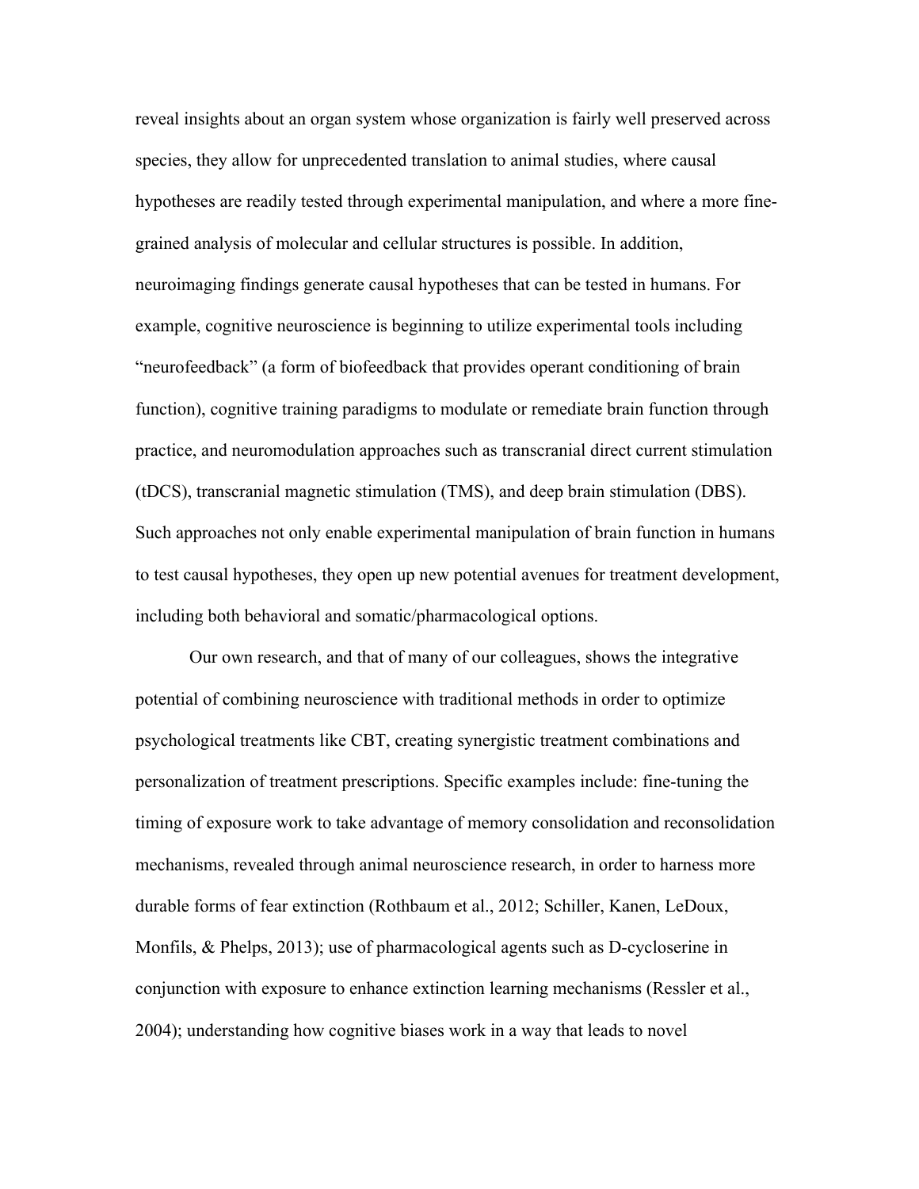reveal insights about an organ system whose organization is fairly well preserved across species, they allow for unprecedented translation to animal studies, where causal hypotheses are readily tested through experimental manipulation, and where a more fine-grained analysis of molecular and cellular structures is possible. In addition, neuroimaging findings generate causal hypotheses that can be tested in humans. For example, cognitive neuroscience is beginning to utilize experimental tools including "neurofeedback" (a form of biofeedback that provides operant conditioning of brain function), cognitive training paradigms to modulate or remediate brain function through practice, and neuromodulation approaches such as transcranial direct current stimulation (tDCS), transcranial magnetic stimulation (TMS), and deep brain stimulation (DBS). Such approaches not only enable experimental manipulation of brain function in humans to test causal hypotheses, they open up new potential avenues for treatment development, including both behavioral and somatic/pharmacological options.

Our own research, and that of many of our colleagues, shows the integrative potential of combining neuroscience with traditional methods in order to optimize psychological treatments like CBT, creating synergistic treatment combinations and personalization of treatment prescriptions. Specific examples include: fine-tuning the timing of exposure work to take advantage of memory consolidation and reconsolidation mechanisms, revealed through animal neuroscience research, in order to harness more durable forms of fear extinction (Rothbaum et al., 2012; Schiller, Kanen, LeDoux, Monfils, & Phelps, 2013); use of pharmacological agents such as D-cycloserine in conjunction with exposure to enhance extinction learning mechanisms (Ressler et al., 2004); understanding how cognitive biases work in a way that leads to novel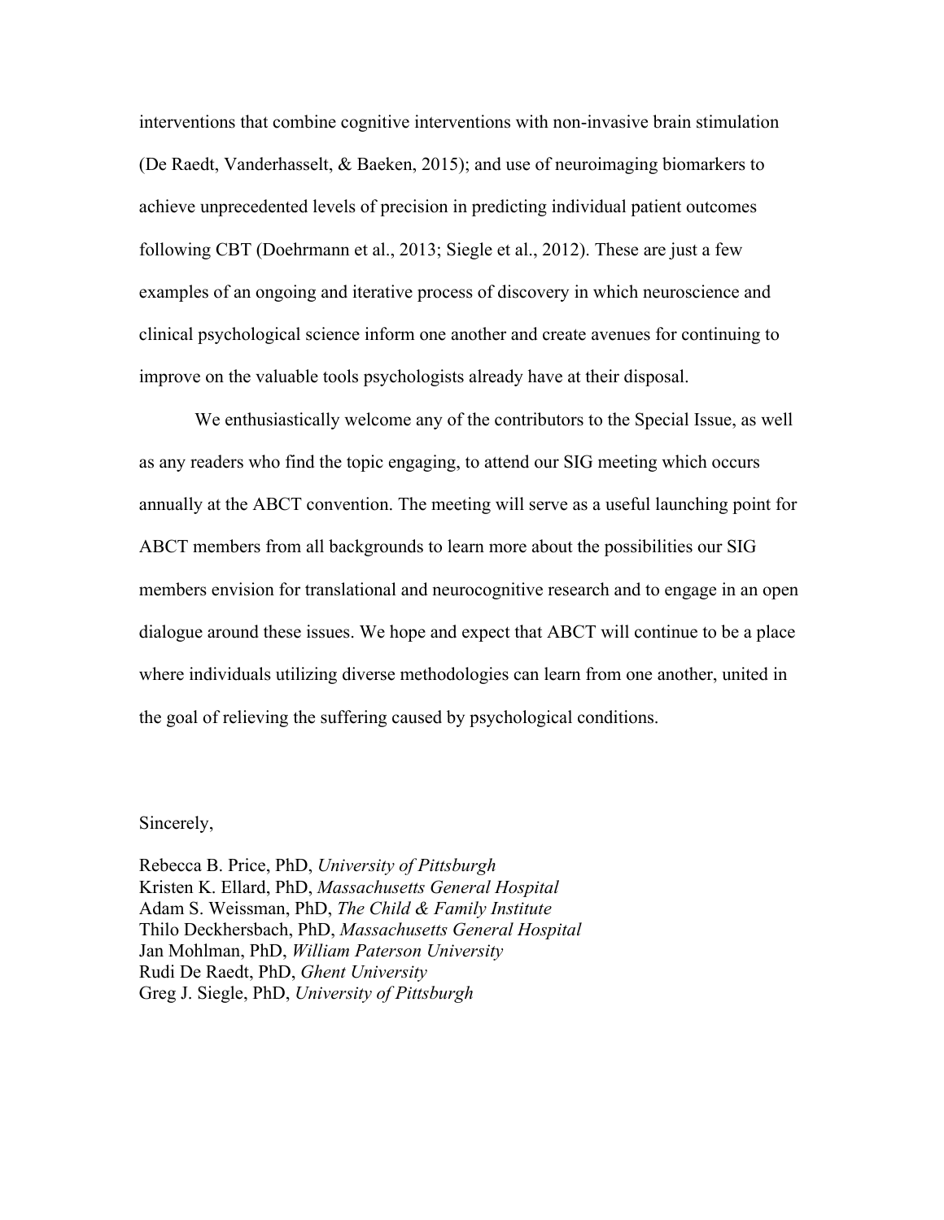interventions that combine cognitive interventions with non-invasive brain stimulation (De Raedt, Vanderhasselt, & Baeken, 2015); and use of neuroimaging biomarkers to achieve unprecedented levels of precision in predicting individual patient outcomes following CBT (Doehrmann et al., 2013; Siegle et al., 2012). These are just a few examples of an ongoing and iterative process of discovery in which neuroscience and clinical psychological science inform one another and create avenues for continuing to improve on the valuable tools psychologists already have at their disposal.

We enthusiastically welcome any of the contributors to the Special Issue, as well as any readers who find the topic engaging, to attend our SIG meeting which occurs annually at the ABCT convention. The meeting will serve as a useful launching point for ABCT members from all backgrounds to learn more about the possibilities our SIG members envision for translational and neurocognitive research and to engage in an open dialogue around these issues. We hope and expect that ABCT will continue to be a place where individuals utilizing diverse methodologies can learn from one another, united in the goal of relieving the suffering caused by psychological conditions.

Sincerely,

Rebecca B. Price, PhD, *University of Pittsburgh*
Kristen K. Ellard, PhD, *Massachusetts General Hospital*
Adam S. Weissman, PhD, *The Child & Family Institute*
Thilo Deckhersbach, PhD, *Massachusetts General Hospital*
Jan Mohlman, PhD, *William Paterson University*
Rudi De Raedt, PhD, *Ghent University*
Greg J. Siegle, PhD, *University of Pittsburgh*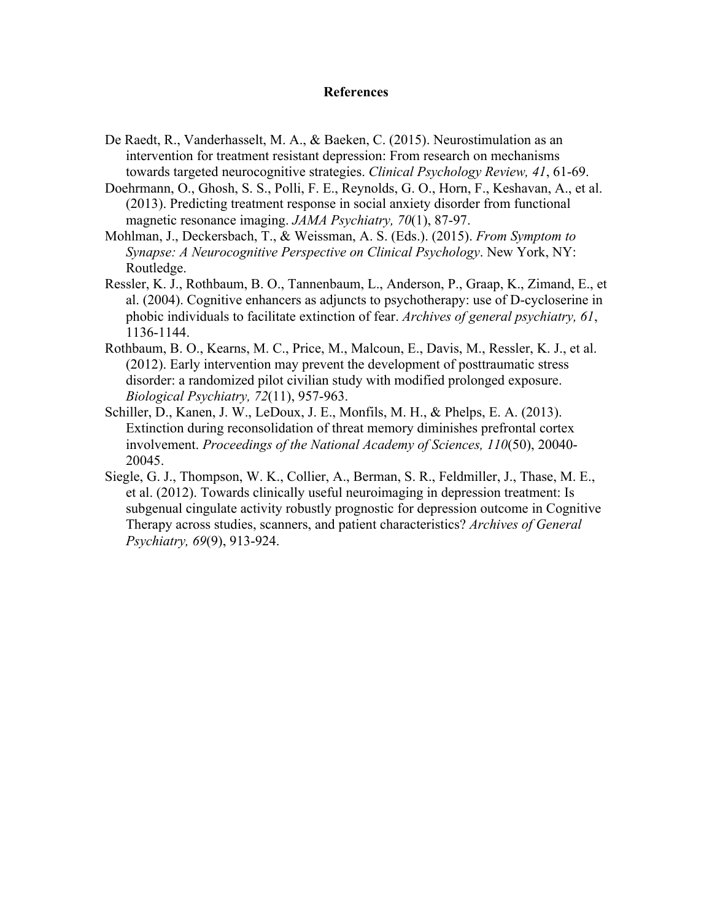## References

De Raedt, R., Vanderhasselt, M. A., & Baeken, C. (2015). Neurostimulation as an intervention for treatment resistant depression: From research on mechanisms towards targeted neurocognitive strategies. *Clinical Psychology Review, 41*, 61-69.

Doehrmann, O., Ghosh, S. S., Polli, F. E., Reynolds, G. O., Horn, F., Keshavan, A., et al. (2013). Predicting treatment response in social anxiety disorder from functional magnetic resonance imaging. *JAMA Psychiatry, 70*(1), 87-97.

Mohlman, J., Deckersbach, T., & Weissman, A. S. (Eds.). (2015). *From Symptom to Synapse: A Neurocognitive Perspective on Clinical Psychology*. New York, NY: Routledge.

Ressler, K. J., Rothbaum, B. O., Tannenbaum, L., Anderson, P., Graap, K., Zimand, E., et al. (2004). Cognitive enhancers as adjuncts to psychotherapy: use of D-cycloserine in phobic individuals to facilitate extinction of fear. *Archives of general psychiatry, 61*, 1136-1144.

Rothbaum, B. O., Kearns, M. C., Price, M., Malcoun, E., Davis, M., Ressler, K. J., et al. (2012). Early intervention may prevent the development of posttraumatic stress disorder: a randomized pilot civilian study with modified prolonged exposure. *Biological Psychiatry, 72*(11), 957-963.

Schiller, D., Kanen, J. W., LeDoux, J. E., Monfils, M. H., & Phelps, E. A. (2013). Extinction during reconsolidation of threat memory diminishes prefrontal cortex involvement. *Proceedings of the National Academy of Sciences, 110*(50), 20040-20045.

Siegle, G. J., Thompson, W. K., Collier, A., Berman, S. R., Feldmiller, J., Thase, M. E., et al. (2012). Towards clinically useful neuroimaging in depression treatment: Is subgenual cingulate activity robustly prognostic for depression outcome in Cognitive Therapy across studies, scanners, and patient characteristics? *Archives of General Psychiatry, 69*(9), 913-924.